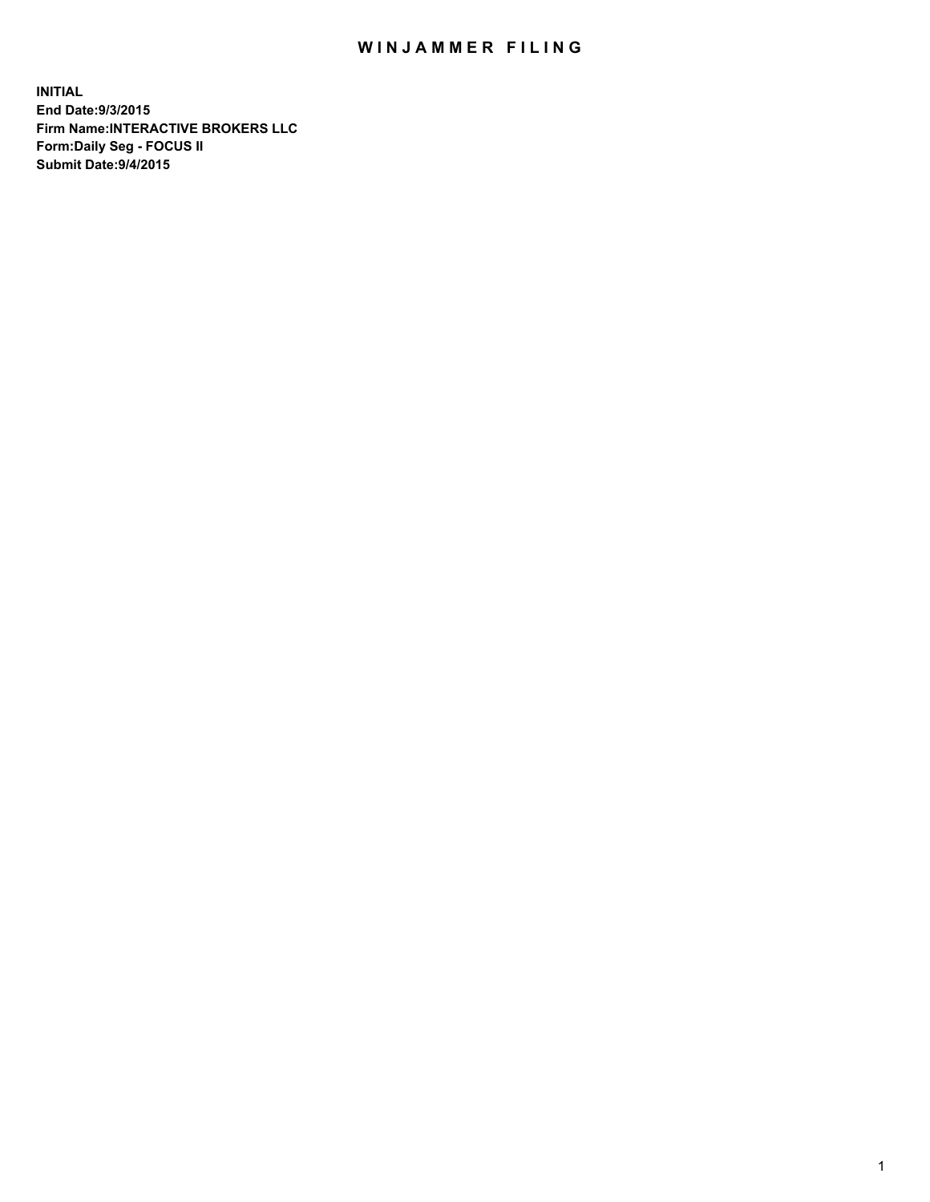# WINJAMMER FILING

**INITIAL**
**End Date:9/3/2015**
**Firm Name:INTERACTIVE BROKERS LLC**
**Form:Daily Seg - FOCUS II**
**Submit Date:9/4/2015**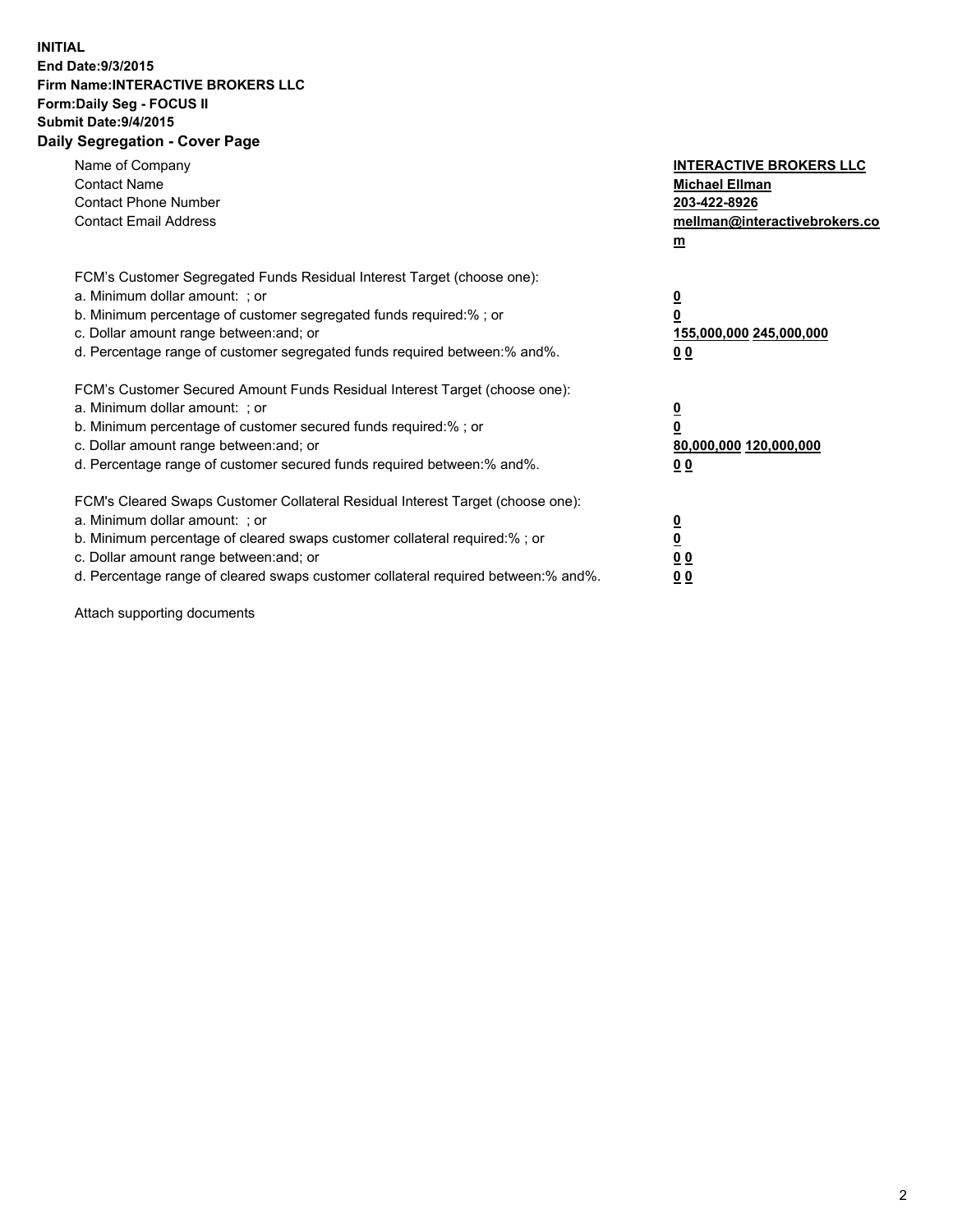**INITIAL**
**End Date:9/3/2015**
**Firm Name:INTERACTIVE BROKERS LLC**
**Form:Daily Seg - FOCUS II**
**Submit Date:9/4/2015**

## Daily Segregation - Cover Page

| | |
|---|---|
| Name of Company | **INTERACTIVE BROKERS LLC** |
| Contact Name | **Michael Ellman** |
| Contact Phone Number | **203-422-8926** |
| Contact Email Address | **mellman@interactivebrokers.com** |

FCM's Customer Segregated Funds Residual Interest Target (choose one):

| | |
|---|---|
| a. Minimum dollar amount: ; or | **0** |
| b. Minimum percentage of customer segregated funds required:% ; or | **0** |
| c. Dollar amount range between:and; or | **155,000,000 245,000,000** |
| d. Percentage range of customer segregated funds required between:% and%. | **0 0** |

FCM's Customer Secured Amount Funds Residual Interest Target (choose one):

| | |
|---|---|
| a. Minimum dollar amount: ; or | **0** |
| b. Minimum percentage of customer secured funds required:% ; or | **0** |
| c. Dollar amount range between:and; or | **80,000,000 120,000,000** |
| d. Percentage range of customer secured funds required between:% and%. | **0 0** |

FCM's Cleared Swaps Customer Collateral Residual Interest Target (choose one):

| | |
|---|---|
| a. Minimum dollar amount: ; or | **0** |
| b. Minimum percentage of cleared swaps customer collateral required:% ; or | **0** |
| c. Dollar amount range between:and; or | **0 0** |
| d. Percentage range of cleared swaps customer collateral required between:% and%. | **0 0** |

Attach supporting documents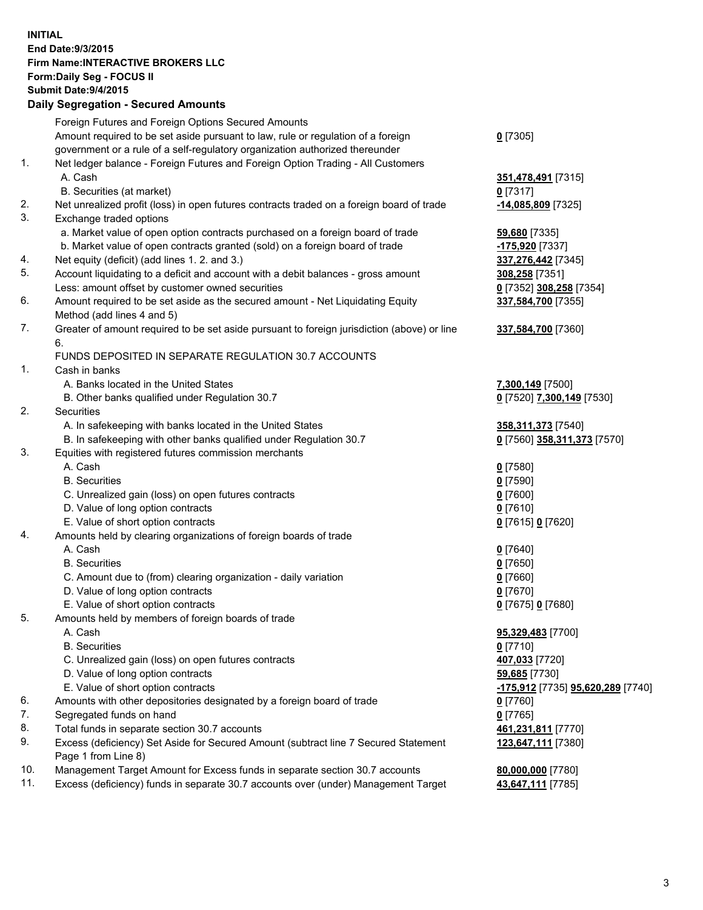**INITIAL**
**End Date:9/3/2015**
**Firm Name:INTERACTIVE BROKERS LLC**
**Form:Daily Seg - FOCUS II**
**Submit Date:9/4/2015**

**Daily Segregation - Secured Amounts**

| | | |
|---|---|---|
| | Foreign Futures and Foreign Options Secured Amounts | |
| | Amount required to be set aside pursuant to law, rule or regulation of a foreign government or a rule of a self-regulatory organization authorized thereunder | **0** [7305] |
| 1. | Net ledger balance - Foreign Futures and Foreign Option Trading - All Customers | |
| | A. Cash | **351,478,491** [7315] |
| | B. Securities (at market) | **0** [7317] |
| 2. | Net unrealized profit (loss) in open futures contracts traded on a foreign board of trade | **-14,085,809** [7325] |
| 3. | Exchange traded options | |
| | a. Market value of open option contracts purchased on a foreign board of trade | **59,680** [7335] |
| | b. Market value of open contracts granted (sold) on a foreign board of trade | **-175,920** [7337] |
| 4. | Net equity (deficit) (add lines 1. 2. and 3.) | **337,276,442** [7345] |
| 5. | Account liquidating to a deficit and account with a debit balances - gross amount | **308,258** [7351] |
| | Less: amount offset by customer owned securities | **0** [7352] **308,258** [7354] |
| 6. | Amount required to be set aside as the secured amount - Net Liquidating Equity Method (add lines 4 and 5) | **337,584,700** [7355] |
| 7. | Greater of amount required to be set aside pursuant to foreign jurisdiction (above) or line 6. | **337,584,700** [7360] |
| | FUNDS DEPOSITED IN SEPARATE REGULATION 30.7 ACCOUNTS | |
| 1. | Cash in banks | |
| | A. Banks located in the United States | **7,300,149** [7500] |
| | B. Other banks qualified under Regulation 30.7 | **0** [7520] **7,300,149** [7530] |
| 2. | Securities | |
| | A. In safekeeping with banks located in the United States | **358,311,373** [7540] |
| | B. In safekeeping with other banks qualified under Regulation 30.7 | **0** [7560] **358,311,373** [7570] |
| 3. | Equities with registered futures commission merchants | |
| | A. Cash | **0** [7580] |
| | B. Securities | **0** [7590] |
| | C. Unrealized gain (loss) on open futures contracts | **0** [7600] |
| | D. Value of long option contracts | **0** [7610] |
| | E. Value of short option contracts | **0** [7615] **0** [7620] |
| 4. | Amounts held by clearing organizations of foreign boards of trade | |
| | A. Cash | **0** [7640] |
| | B. Securities | **0** [7650] |
| | C. Amount due to (from) clearing organization - daily variation | **0** [7660] |
| | D. Value of long option contracts | **0** [7670] |
| | E. Value of short option contracts | **0** [7675] **0** [7680] |
| 5. | Amounts held by members of foreign boards of trade | |
| | A. Cash | **95,329,483** [7700] |
| | B. Securities | **0** [7710] |
| | C. Unrealized gain (loss) on open futures contracts | **407,033** [7720] |
| | D. Value of long option contracts | **59,685** [7730] |
| | E. Value of short option contracts | **-175,912** [7735] **95,620,289** [7740] |
| 6. | Amounts with other depositories designated by a foreign board of trade | **0** [7760] |
| 7. | Segregated funds on hand | **0** [7765] |
| 8. | Total funds in separate section 30.7 accounts | **461,231,811** [7770] |
| 9. | Excess (deficiency) Set Aside for Secured Amount (subtract line 7 Secured Statement Page 1 from Line 8) | **123,647,111** [7380] |
| 10. | Management Target Amount for Excess funds in separate section 30.7 accounts | **80,000,000** [7780] |
| 11. | Excess (deficiency) funds in separate 30.7 accounts over (under) Management Target | **43,647,111** [7785] |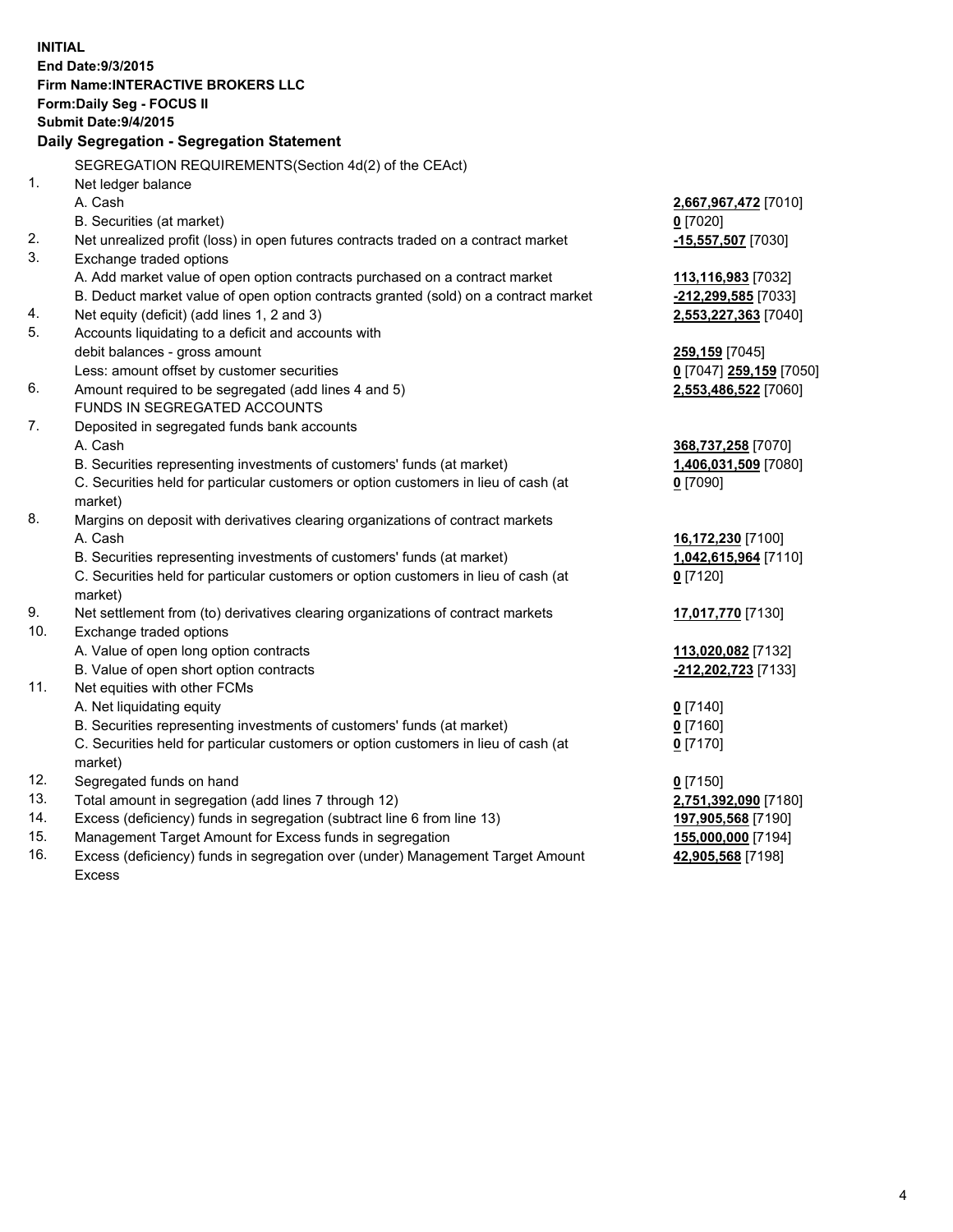**INITIAL**
**End Date:9/3/2015**
**Firm Name:INTERACTIVE BROKERS LLC**
**Form:Daily Seg - FOCUS II**
**Submit Date:9/4/2015**

## Daily Segregation - Segregation Statement

SEGREGATION REQUIREMENTS(Section 4d(2) of the CEAct)

| | | |
|---|---|---|
| 1. | Net ledger balance | |
| | A. Cash | **2,667,967,472** [7010] |
| | B. Securities (at market) | **0** [7020] |
| 2. | Net unrealized profit (loss) in open futures contracts traded on a contract market | **-15,557,507** [7030] |
| 3. | Exchange traded options | |
| | A. Add market value of open option contracts purchased on a contract market | **113,116,983** [7032] |
| | B. Deduct market value of open option contracts granted (sold) on a contract market | **-212,299,585** [7033] |
| 4. | Net equity (deficit) (add lines 1, 2 and 3) | **2,553,227,363** [7040] |
| 5. | Accounts liquidating to a deficit and accounts with | |
| | debit balances - gross amount | **259,159** [7045] |
| | Less: amount offset by customer securities | **0** [7047] **259,159** [7050] |
| 6. | Amount required to be segregated (add lines 4 and 5) | **2,553,486,522** [7060] |
| | FUNDS IN SEGREGATED ACCOUNTS | |
| 7. | Deposited in segregated funds bank accounts | |
| | A. Cash | **368,737,258** [7070] |
| | B. Securities representing investments of customers' funds (at market) | **1,406,031,509** [7080] |
| | C. Securities held for particular customers or option customers in lieu of cash (at market) | **0** [7090] |
| 8. | Margins on deposit with derivatives clearing organizations of contract markets | |
| | A. Cash | **16,172,230** [7100] |
| | B. Securities representing investments of customers' funds (at market) | **1,042,615,964** [7110] |
| | C. Securities held for particular customers or option customers in lieu of cash (at market) | **0** [7120] |
| 9. | Net settlement from (to) derivatives clearing organizations of contract markets | **17,017,770** [7130] |
| 10. | Exchange traded options | |
| | A. Value of open long option contracts | **113,020,082** [7132] |
| | B. Value of open short option contracts | **-212,202,723** [7133] |
| 11. | Net equities with other FCMs | |
| | A. Net liquidating equity | **0** [7140] |
| | B. Securities representing investments of customers' funds (at market) | **0** [7160] |
| | C. Securities held for particular customers or option customers in lieu of cash (at market) | **0** [7170] |
| 12. | Segregated funds on hand | **0** [7150] |
| 13. | Total amount in segregation (add lines 7 through 12) | **2,751,392,090** [7180] |
| 14. | Excess (deficiency) funds in segregation (subtract line 6 from line 13) | **197,905,568** [7190] |
| 15. | Management Target Amount for Excess funds in segregation | **155,000,000** [7194] |
| 16. | Excess (deficiency) funds in segregation over (under) Management Target Amount Excess | **42,905,568** [7198] |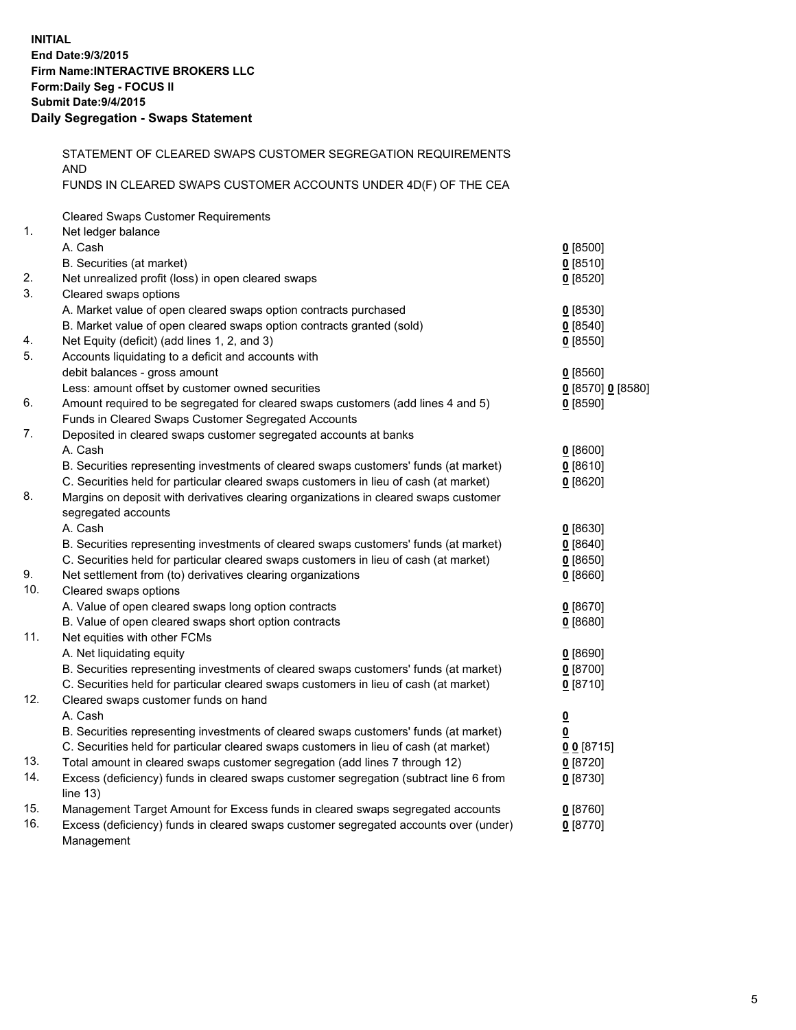**INITIAL**
**End Date:9/3/2015**
**Firm Name:INTERACTIVE BROKERS LLC**
**Form:Daily Seg - FOCUS II**
**Submit Date:9/4/2015**
**Daily Segregation - Swaps Statement**

STATEMENT OF CLEARED SWAPS CUSTOMER SEGREGATION REQUIREMENTS AND FUNDS IN CLEARED SWAPS CUSTOMER ACCOUNTS UNDER 4D(F) OF THE CEA

| | | |
|---|---|---|
| | Cleared Swaps Customer Requirements | |
| 1. | Net ledger balance | |
| | A. Cash | 0 [8500] |
| | B. Securities (at market) | 0 [8510] |
| 2. | Net unrealized profit (loss) in open cleared swaps | 0 [8520] |
| 3. | Cleared swaps options | |
| | A. Market value of open cleared swaps option contracts purchased | 0 [8530] |
| | B. Market value of open cleared swaps option contracts granted (sold) | 0 [8540] |
| 4. | Net Equity (deficit) (add lines 1, 2, and 3) | 0 [8550] |
| 5. | Accounts liquidating to a deficit and accounts with debit balances - gross amount | 0 [8560] |
| | Less: amount offset by customer owned securities | 0 [8570] 0 [8580] |
| 6. | Amount required to be segregated for cleared swaps customers (add lines 4 and 5) | 0 [8590] |
| | Funds in Cleared Swaps Customer Segregated Accounts | |
| 7. | Deposited in cleared swaps customer segregated accounts at banks | |
| | A. Cash | 0 [8600] |
| | B. Securities representing investments of cleared swaps customers' funds (at market) | 0 [8610] |
| | C. Securities held for particular cleared swaps customers in lieu of cash (at market) | 0 [8620] |
| 8. | Margins on deposit with derivatives clearing organizations in cleared swaps customer segregated accounts | |
| | A. Cash | 0 [8630] |
| | B. Securities representing investments of cleared swaps customers' funds (at market) | 0 [8640] |
| | C. Securities held for particular cleared swaps customers in lieu of cash (at market) | 0 [8650] |
| 9. | Net settlement from (to) derivatives clearing organizations | 0 [8660] |
| 10. | Cleared swaps options | |
| | A. Value of open cleared swaps long option contracts | 0 [8670] |
| | B. Value of open cleared swaps short option contracts | 0 [8680] |
| 11. | Net equities with other FCMs | |
| | A. Net liquidating equity | 0 [8690] |
| | B. Securities representing investments of cleared swaps customers' funds (at market) | 0 [8700] |
| | C. Securities held for particular cleared swaps customers in lieu of cash (at market) | 0 [8710] |
| 12. | Cleared swaps customer funds on hand | |
| | A. Cash | 0 |
| | B. Securities representing investments of cleared swaps customers' funds (at market) | 0 |
| | C. Securities held for particular cleared swaps customers in lieu of cash (at market) | 0 0 [8715] |
| 13. | Total amount in cleared swaps customer segregation (add lines 7 through 12) | 0 [8720] |
| 14. | Excess (deficiency) funds in cleared swaps customer segregation (subtract line 6 from line 13) | 0 [8730] |
| 15. | Management Target Amount for Excess funds in cleared swaps segregated accounts | 0 [8760] |
| 16. | Excess (deficiency) funds in cleared swaps customer segregated accounts over (under) Management | 0 [8770] |